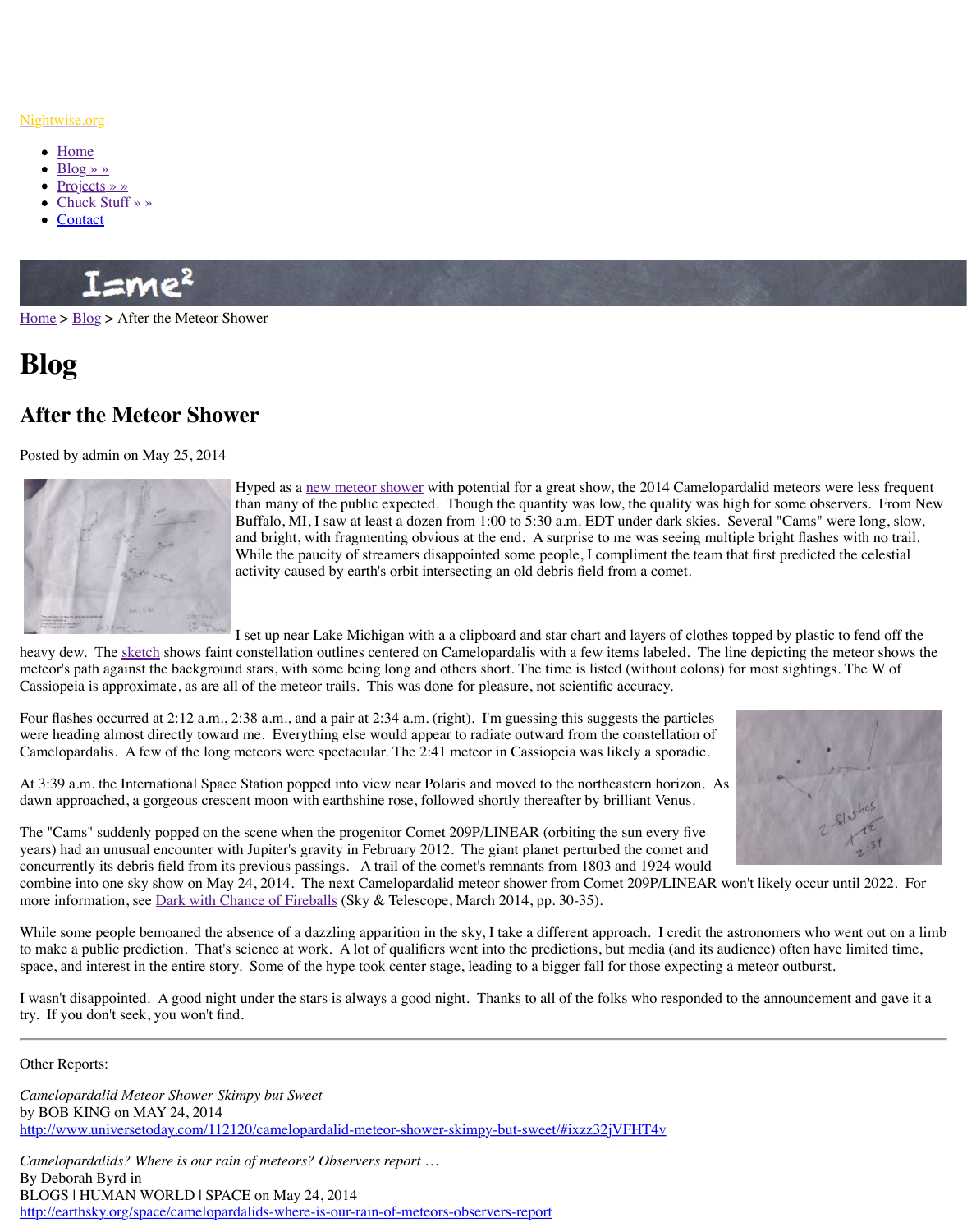Nightwise.org

- Home
- Blog » »
- Projects » »
- Chuck Stuff » »
- Contact

Home > Blog > After the Meteor Shower

# Blog

## After the Meteor Shower

Posted by admin on May 25, 2014

Hyped as a new meteor shower with potential for a great show, the 2014 Camelopardalid meteors were less frequent than many of the public expected. Though the quantity was low, the quality was high for some observers. From New Buffalo, MI, I saw at least a dozen from 1:00 to 5:30 a.m. EDT under dark skies. Several "Cams" were long, slow, and bright, with fragmenting obvious at the end. A surprise to me was seeing multiple bright flashes with no trail. While the paucity of streamers disappointed some people, I compliment the team that first predicted the celestial activity caused by earth's orbit intersecting an old debris field from a comet.

I set up near Lake Michigan with a a clipboard and star chart and layers of clothes topped by plastic to fend off the heavy dew. The sketch shows faint constellation outlines centered on Camelopardalis with a few items labeled. The line depicting the meteor shows the meteor's path against the background stars, with some being long and others short. The time is listed (without colons) for most sightings. The W of Cassiopeia is approximate, as are all of the meteor trails. This was done for pleasure, not scientific accuracy.

Four flashes occurred at 2:12 a.m., 2:38 a.m., and a pair at 2:34 a.m. (right). I'm guessing this suggests the particles were heading almost directly toward me. Everything else would appear to radiate outward from the constellation of Camelopardalis. A few of the long meteors were spectacular. The 2:41 meteor in Cassiopeia was likely a sporadic.

At 3:39 a.m. the International Space Station popped into view near Polaris and moved to the northeastern horizon. As dawn approached, a gorgeous crescent moon with earthshine rose, followed shortly thereafter by brilliant Venus.

The "Cams" suddenly popped on the scene when the progenitor Comet 209P/LINEAR (orbiting the sun every five years) had an unusual encounter with Jupiter's gravity in February 2012. The giant planet perturbed the comet and concurrently its debris field from its previous passings. A trail of the comet's remnants from 1803 and 1924 would combine into one sky show on May 24, 2014. The next Camelopardalid meteor shower from Comet 209P/LINEAR won't likely occur until 2022. For more information, see Dark with Chance of Fireballs (Sky & Telescope, March 2014, pp. 30-35).

While some people bemoaned the absence of a dazzling apparition in the sky, I take a different approach. I credit the astronomers who went out on a limb to make a public prediction. That's science at work. A lot of qualifiers went into the predictions, but media (and its audience) often have limited time, space, and interest in the entire story. Some of the hype took center stage, leading to a bigger fall for those expecting a meteor outburst.

I wasn't disappointed. A good night under the stars is always a good night. Thanks to all of the folks who responded to the announcement and gave it a try. If you don't seek, you won't find.

---

Other Reports:

*Camelopardalid Meteor Shower Skimpy but Sweet*
by BOB KING on MAY 24, 2014
http://www.universetoday.com/112120/camelopardalid-meteor-shower-skimpy-but-sweet/#ixzz32jVFHT4v

*Camelopardalids? Where is our rain of meteors? Observers report …*
By Deborah Byrd in
BLOGS | HUMAN WORLD | SPACE on May 24, 2014
http://earthsky.org/space/camelopardalids-where-is-our-rain-of-meteors-observers-report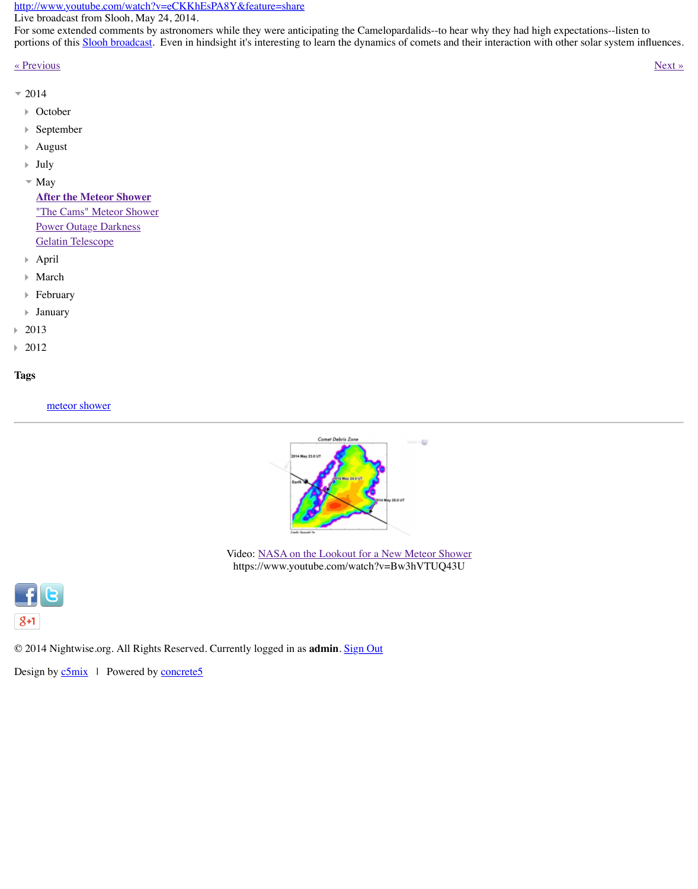http://www.youtube.com/watch?v=eCKKhEsPA8Y&feature=share
Live broadcast from Slooh, May 24, 2014.
For some extended comments by astronomers while they were anticipating the Camelopardalids--to hear why they had high expectations--listen to portions of this Slooh broadcast. Even in hindsight it's interesting to learn the dynamics of comets and their interaction with other solar system influences.

« Previous

Next »

- 2014
  - October
  - September
  - August
  - July
  - May
    - **After the Meteor Shower**
    - "The Cams" Meteor Shower
    - Power Outage Darkness
    - Gelatin Telescope
  - April
  - March
  - February
  - January
- 2013
- 2012

**Tags**

meteor shower

---

Comet Debris Zone
2014 May 23.0 UT
Earth
2014 May 24.0 UT
2014 May 25.0 UT
Credit: Quanzhi Ye

Video: NASA on the Lookout for a New Meteor Shower
https://www.youtube.com/watch?v=Bw3hVTUQ43U

© 2014 Nightwise.org. All Rights Reserved. Currently logged in as **admin**. Sign Out

Design by c5mix | Powered by concrete5